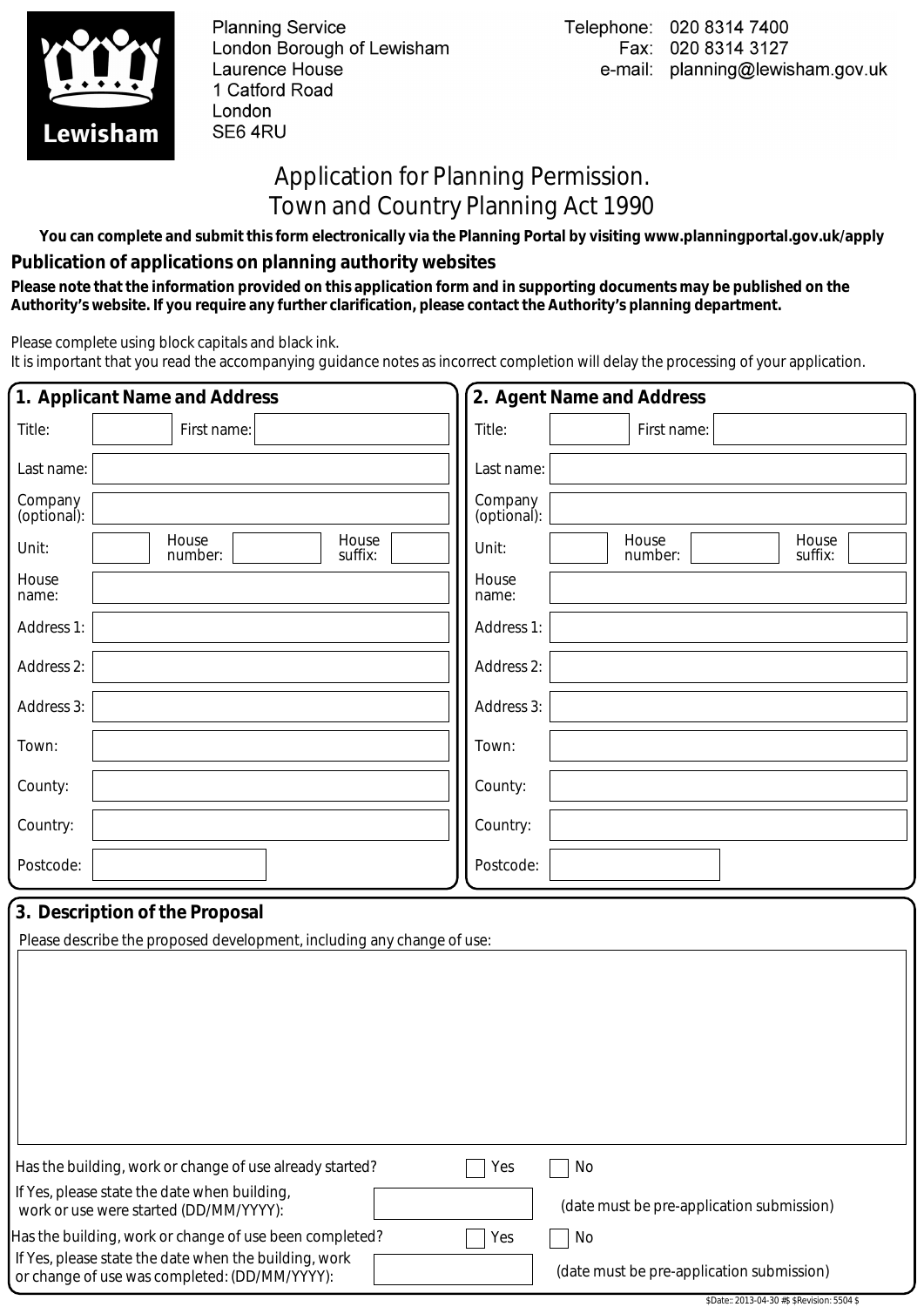Planning Service
London Borough of Lewisham
Laurence House
1 Catford Road
London
SE6 4RU

Telephone: 020 8314 7400
Fax: 020 8314 3127
e-mail: planning@lewisham.gov.uk

# Application for Planning Permission.
# Town and Country Planning Act 1990

**You can complete and submit this form electronically via the Planning Portal by visiting www.planningportal.gov.uk/apply**

## Publication of applications on planning authority websites

**Please note that the information provided on this application form and in supporting documents may be published on the Authority's website. If you require any further clarification, please contact the Authority's planning department.**

Please complete using block capitals and black ink.
It is important that you read the accompanying guidance notes as incorrect completion will delay the processing of your application.

## 1. Applicant Name and Address

| | |
|---|---|
| Title: | First name: |
| Last name: | |
| Company (optional): | |
| Unit: | House number: / House suffix: |
| House name: | |
| Address 1: | |
| Address 2: | |
| Address 3: | |
| Town: | |
| County: | |
| Country: | |
| Postcode: | |

## 2. Agent Name and Address

| | |
|---|---|
| Title: | First name: |
| Last name: | |
| Company (optional): | |
| Unit: | House number: / House suffix: |
| House name: | |
| Address 1: | |
| Address 2: | |
| Address 3: | |
| Town: | |
| County: | |
| Country: | |
| Postcode: | |

## 3. Description of the Proposal

Please describe the proposed development, including any change of use:

Has the building, work or change of use already started? ☐ Yes ☐ No

If Yes, please state the date when building, work or use were started (DD/MM/YYYY): (date must be pre-application submission)

Has the building, work or change of use been completed? ☐ Yes ☐ No

If Yes, please state the date when the building, work or change of use was completed: (DD/MM/YYYY): (date must be pre-application submission)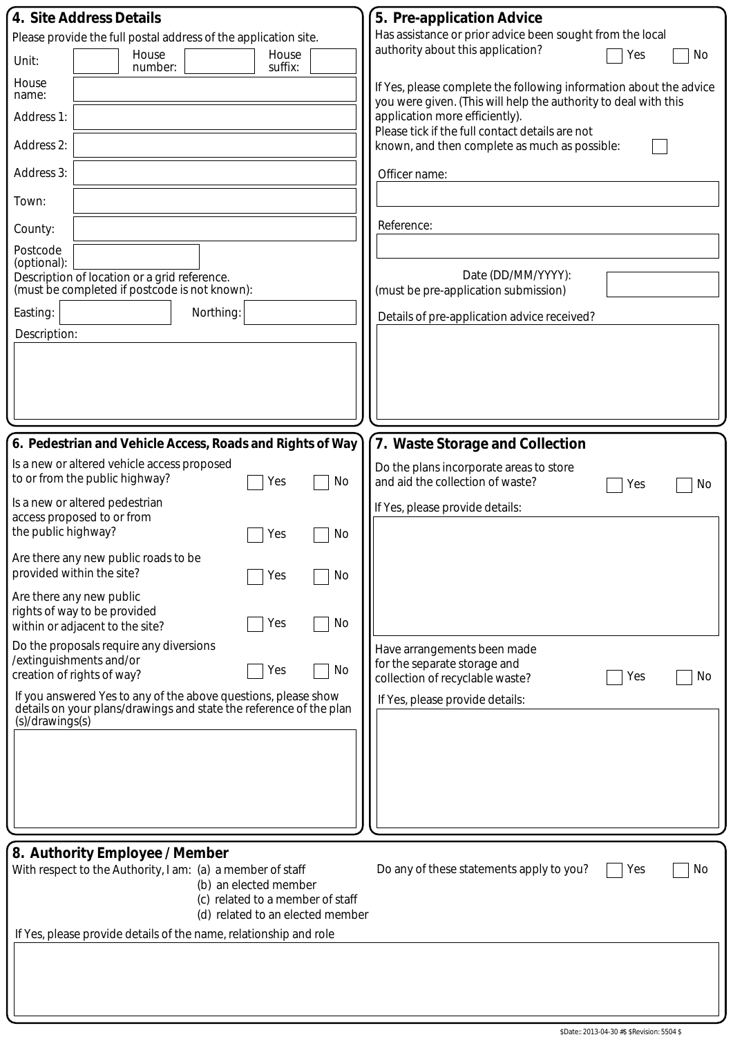## 4. Site Address Details

Please provide the full postal address of the application site.

Unit: House number: House suffix:

House name:

Address 1:

Address 2:

Address 3:

Town:

County:

Postcode (optional):

Description of location or a grid reference. (must be completed if postcode is not known):

Easting: Northing:

Description:

## 5. Pre-application Advice

Has assistance or prior advice been sought from the local authority about this application? ☐ Yes ☐ No

If Yes, please complete the following information about the advice you were given. (This will help the authority to deal with this application more efficiently).

Please tick if the full contact details are not known, and then complete as much as possible: ☐

Officer name:

Reference:

Date (DD/MM/YYYY): (must be pre-application submission)

Details of pre-application advice received?

## 6. Pedestrian and Vehicle Access, Roads and Rights of Way

Is a new or altered vehicle access proposed to or from the public highway? ☐ Yes ☐ No

Is a new or altered pedestrian access proposed to or from the public highway? ☐ Yes ☐ No

Are there any new public roads to be provided within the site? ☐ Yes ☐ No

Are there any new public rights of way to be provided within or adjacent to the site? ☐ Yes ☐ No

Do the proposals require any diversions /extinguishments and/or creation of rights of way? ☐ Yes ☐ No

If you answered Yes to any of the above questions, please show details on your plans/drawings and state the reference of the plan (s)/drawings(s)

## 7. Waste Storage and Collection

Do the plans incorporate areas to store and aid the collection of waste? ☐ Yes ☐ No

If Yes, please provide details:

Have arrangements been made for the separate storage and collection of recyclable waste? ☐ Yes ☐ No

If Yes, please provide details:

## 8. Authority Employee / Member

With respect to the Authority, I am: (a) a member of staff
(b) an elected member
(c) related to a member of staff
(d) related to an elected member

Do any of these statements apply to you? ☐ Yes ☐ No

If Yes, please provide details of the name, relationship and role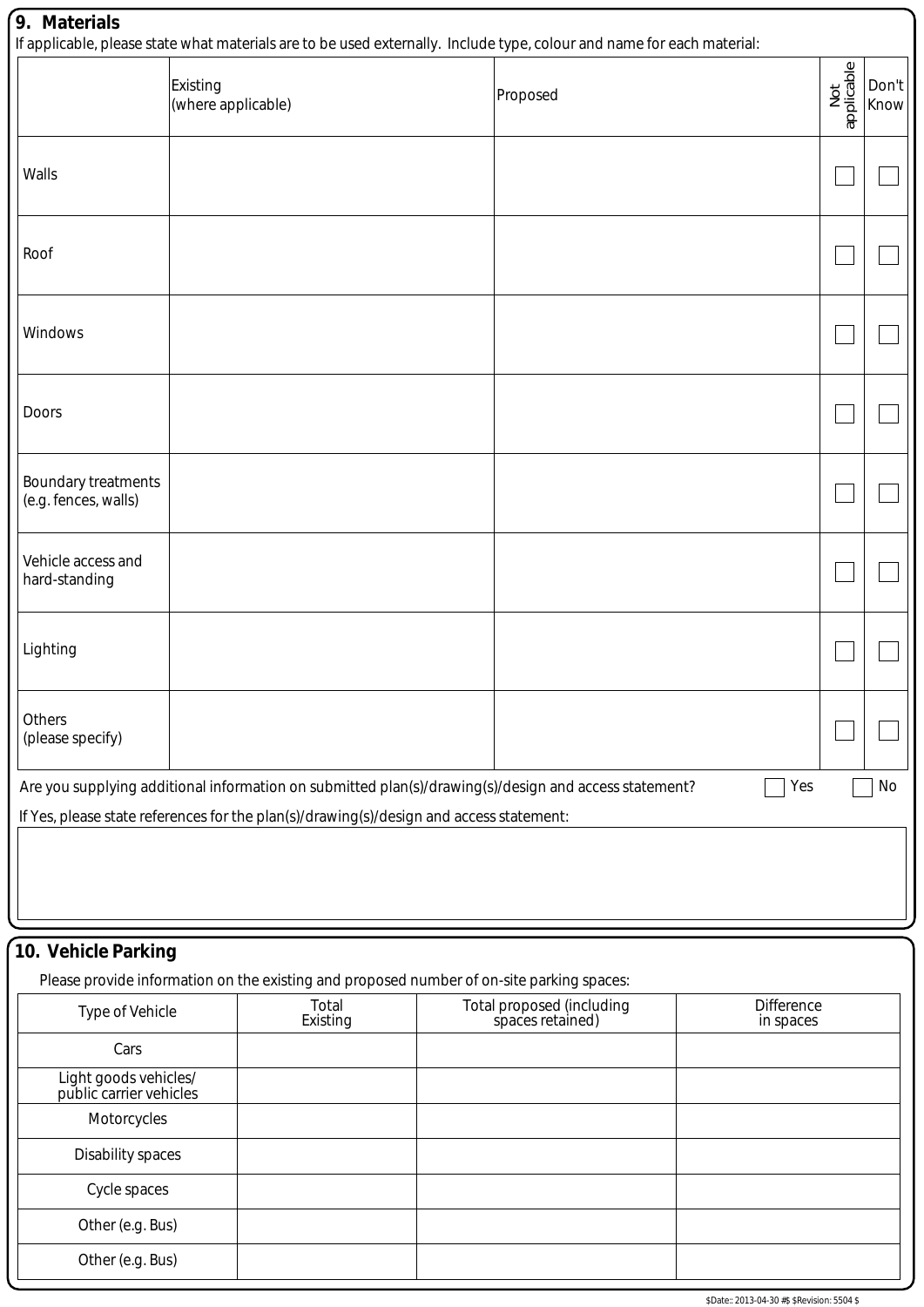## 9. Materials

If applicable, please state what materials are to be used externally. Include type, colour and name for each material:

| | Existing (where applicable) | Proposed | Not applicable | Don't Know |
|---|---|---|---|---|
| Walls | | | ☐ | ☐ |
| Roof | | | ☐ | ☐ |
| Windows | | | ☐ | ☐ |
| Doors | | | ☐ | ☐ |
| Boundary treatments (e.g. fences, walls) | | | ☐ | ☐ |
| Vehicle access and hard-standing | | | ☐ | ☐ |
| Lighting | | | ☐ | ☐ |
| Others (please specify) | | | ☐ | ☐ |

Are you supplying additional information on submitted plan(s)/drawing(s)/design and access statement? ☐ Yes ☐ No

If Yes, please state references for the plan(s)/drawing(s)/design and access statement:

## 10. Vehicle Parking

Please provide information on the existing and proposed number of on-site parking spaces:

| Type of Vehicle | Total Existing | Total proposed (including spaces retained) | Difference in spaces |
|---|---|---|---|
| Cars | | | |
| Light goods vehicles/ public carrier vehicles | | | |
| Motorcycles | | | |
| Disability spaces | | | |
| Cycle spaces | | | |
| Other (e.g. Bus) | | | |
| Other (e.g. Bus) | | | |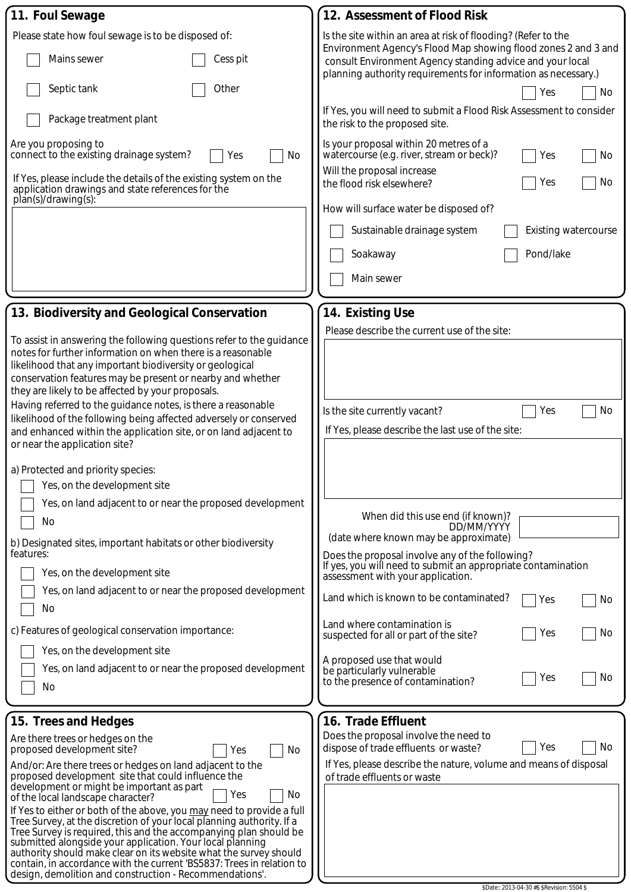## 11. Foul Sewage

Please state how foul sewage is to be disposed of:

- [ ] Mains sewer
- [ ] Cess pit
- [ ] Septic tank
- [ ] Other
- [ ] Package treatment plant

Are you proposing to connect to the existing drainage system? [ ] Yes [ ] No

If Yes, please include the details of the existing system on the application drawings and state references for the plan(s)/drawing(s):

## 12. Assessment of Flood Risk

Is the site within an area at risk of flooding? (Refer to the Environment Agency's Flood Map showing flood zones 2 and 3 and consult Environment Agency standing advice and your local planning authority requirements for information as necessary.) [ ] Yes [ ] No

If Yes, you will need to submit a Flood Risk Assessment to consider the risk to the proposed site.

Is your proposal within 20 metres of a watercourse (e.g. river, stream or beck)? [ ] Yes [ ] No

Will the proposal increase the flood risk elsewhere? [ ] Yes [ ] No

How will surface water be disposed of?

- [ ] Sustainable drainage system
- [ ] Existing watercourse
- [ ] Soakaway
- [ ] Pond/lake
- [ ] Main sewer

## 13. Biodiversity and Geological Conservation

To assist in answering the following questions refer to the guidance notes for further information on when there is a reasonable likelihood that any important biodiversity or geological conservation features may be present or nearby and whether they are likely to be affected by your proposals.

Having referred to the guidance notes, is there a reasonable likelihood of the following being affected adversely or conserved and enhanced within the application site, or on land adjacent to or near the application site?

a) Protected and priority species:

- [ ] Yes, on the development site
- [ ] Yes, on land adjacent to or near the proposed development
- [ ] No

b) Designated sites, important habitats or other biodiversity features:

- [ ] Yes, on the development site
- [ ] Yes, on land adjacent to or near the proposed development
- [ ] No

c) Features of geological conservation importance:

- [ ] Yes, on the development site
- [ ] Yes, on land adjacent to or near the proposed development
- [ ] No

## 14. Existing Use

Please describe the current use of the site:

Is the site currently vacant? [ ] Yes [ ] No

If Yes, please describe the last use of the site:

When did this use end (if known)? DD/MM/YYYY (date where known may be approximate)

Does the proposal involve any of the following? If yes, you will need to submit an appropriate contamination assessment with your application.

Land which is known to be contaminated? [ ] Yes [ ] No

Land where contamination is suspected for all or part of the site? [ ] Yes [ ] No

A proposed use that would be particularly vulnerable to the presence of contamination? [ ] Yes [ ] No

## 15. Trees and Hedges

Are there trees or hedges on the proposed development site? [ ] Yes [ ] No

And/or: Are there trees or hedges on land adjacent to the proposed development site that could influence the development or might be important as part of the local landscape character? [ ] Yes [ ] No

If Yes to either or both of the above, you <u>may</u> need to provide a full Tree Survey, at the discretion of your local planning authority. If a Tree Survey is required, this and the accompanying plan should be submitted alongside your application. Your local planning authority should make clear on its website what the survey should contain, in accordance with the current 'BS5837: Trees in relation to design, demolition and construction - Recommendations'.

## 16. Trade Effluent

Does the proposal involve the need to dispose of trade effluents or waste? [ ] Yes [ ] No

If Yes, please describe the nature, volume and means of disposal of trade effluents or waste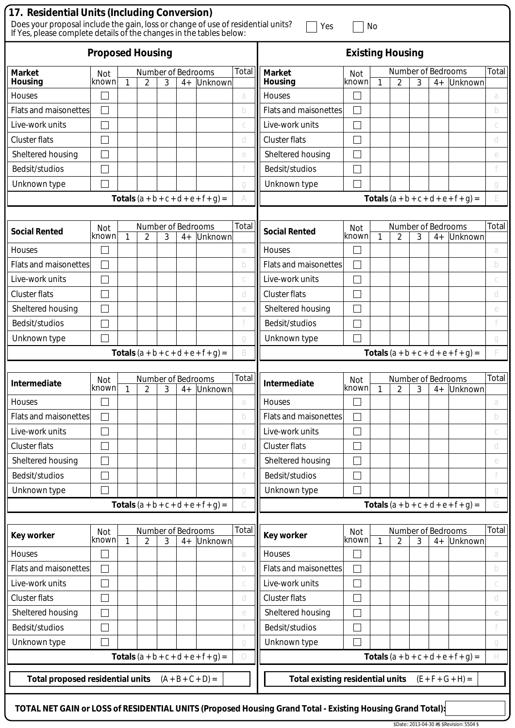## 17. Residential Units (Including Conversion)

Does your proposal include the gain, loss or change of use of residential units? ☐ Yes ☐ No
If Yes, please complete details of the changes in the tables below:

### Proposed Housing

| Market Housing | Not known | Number of Bedrooms 1 | 2 | 3 | 4+ | Unknown | Total |
|---|---|---|---|---|---|---|---|
| Houses | ☐ | | | | | | a |
| Flats and maisonettes | ☐ | | | | | | b |
| Live-work units | ☐ | | | | | | c |
| Cluster flats | ☐ | | | | | | d |
| Sheltered housing | ☐ | | | | | | e |
| Bedsit/studios | ☐ | | | | | | f |
| Unknown type | ☐ | | | | | | g |
| **Totals** (a + b + c + d + e + f + g) = | | | | | | | A |

| Social Rented | Not known | Number of Bedrooms 1 | 2 | 3 | 4+ | Unknown | Total |
|---|---|---|---|---|---|---|---|
| Houses | ☐ | | | | | | a |
| Flats and maisonettes | ☐ | | | | | | b |
| Live-work units | ☐ | | | | | | c |
| Cluster flats | ☐ | | | | | | d |
| Sheltered housing | ☐ | | | | | | e |
| Bedsit/studios | ☐ | | | | | | f |
| Unknown type | ☐ | | | | | | g |
| **Totals** (a + b + c + d + e + f + g) = | | | | | | | B |

| Intermediate | Not known | Number of Bedrooms 1 | 2 | 3 | 4+ | Unknown | Total |
|---|---|---|---|---|---|---|---|
| Houses | ☐ | | | | | | a |
| Flats and maisonettes | ☐ | | | | | | b |
| Live-work units | ☐ | | | | | | c |
| Cluster flats | ☐ | | | | | | d |
| Sheltered housing | ☐ | | | | | | e |
| Bedsit/studios | ☐ | | | | | | f |
| Unknown type | ☐ | | | | | | g |
| **Totals** (a + b + c + d + e + f + g) = | | | | | | | C |

| Key worker | Not known | Number of Bedrooms 1 | 2 | 3 | 4+ | Unknown | Total |
|---|---|---|---|---|---|---|---|
| Houses | ☐ | | | | | | a |
| Flats and maisonettes | ☐ | | | | | | b |
| Live-work units | ☐ | | | | | | c |
| Cluster flats | ☐ | | | | | | d |
| Sheltered housing | ☐ | | | | | | e |
| Bedsit/studios | ☐ | | | | | | f |
| Unknown type | ☐ | | | | | | g |
| **Totals** (a + b + c + d + e + f + g) = | | | | | | | D |

**Total proposed residential units** (A + B + C + D) =

### Existing Housing

| Market Housing | Not known | Number of Bedrooms 1 | 2 | 3 | 4+ | Unknown | Total |
|---|---|---|---|---|---|---|---|
| Houses | ☐ | | | | | | a |
| Flats and maisonettes | ☐ | | | | | | b |
| Live-work units | ☐ | | | | | | c |
| Cluster flats | ☐ | | | | | | d |
| Sheltered housing | ☐ | | | | | | e |
| Bedsit/studios | ☐ | | | | | | f |
| Unknown type | ☐ | | | | | | g |
| **Totals** (a + b + c + d + e + f + g) = | | | | | | | E |

| Social Rented | Not known | Number of Bedrooms 1 | 2 | 3 | 4+ | Unknown | Total |
|---|---|---|---|---|---|---|---|
| Houses | ☐ | | | | | | a |
| Flats and maisonettes | ☐ | | | | | | b |
| Live-work units | ☐ | | | | | | c |
| Cluster flats | ☐ | | | | | | d |
| Sheltered housing | ☐ | | | | | | e |
| Bedsit/studios | ☐ | | | | | | f |
| Unknown type | ☐ | | | | | | g |
| **Totals** (a + b + c + d + e + f + g) = | | | | | | | F |

| Intermediate | Not known | Number of Bedrooms 1 | 2 | 3 | 4+ | Unknown | Total |
|---|---|---|---|---|---|---|---|
| Houses | ☐ | | | | | | a |
| Flats and maisonettes | ☐ | | | | | | b |
| Live-work units | ☐ | | | | | | c |
| Cluster flats | ☐ | | | | | | d |
| Sheltered housing | ☐ | | | | | | e |
| Bedsit/studios | ☐ | | | | | | f |
| Unknown type | ☐ | | | | | | g |
| **Totals** (a + b + c + d + e + f + g) = | | | | | | | G |

| Key worker | Not known | Number of Bedrooms 1 | 2 | 3 | 4+ | Unknown | Total |
|---|---|---|---|---|---|---|---|
| Houses | ☐ | | | | | | a |
| Flats and maisonettes | ☐ | | | | | | b |
| Live-work units | ☐ | | | | | | c |
| Cluster flats | ☐ | | | | | | d |
| Sheltered housing | ☐ | | | | | | e |
| Bedsit/studios | ☐ | | | | | | f |
| Unknown type | ☐ | | | | | | g |
| **Totals** (a + b + c + d + e + f + g) = | | | | | | | H |

**Total existing residential units** (E + F + G + H) =

**TOTAL NET GAIN or LOSS of RESIDENTIAL UNITS (Proposed Housing Grand Total - Existing Housing Grand Total):**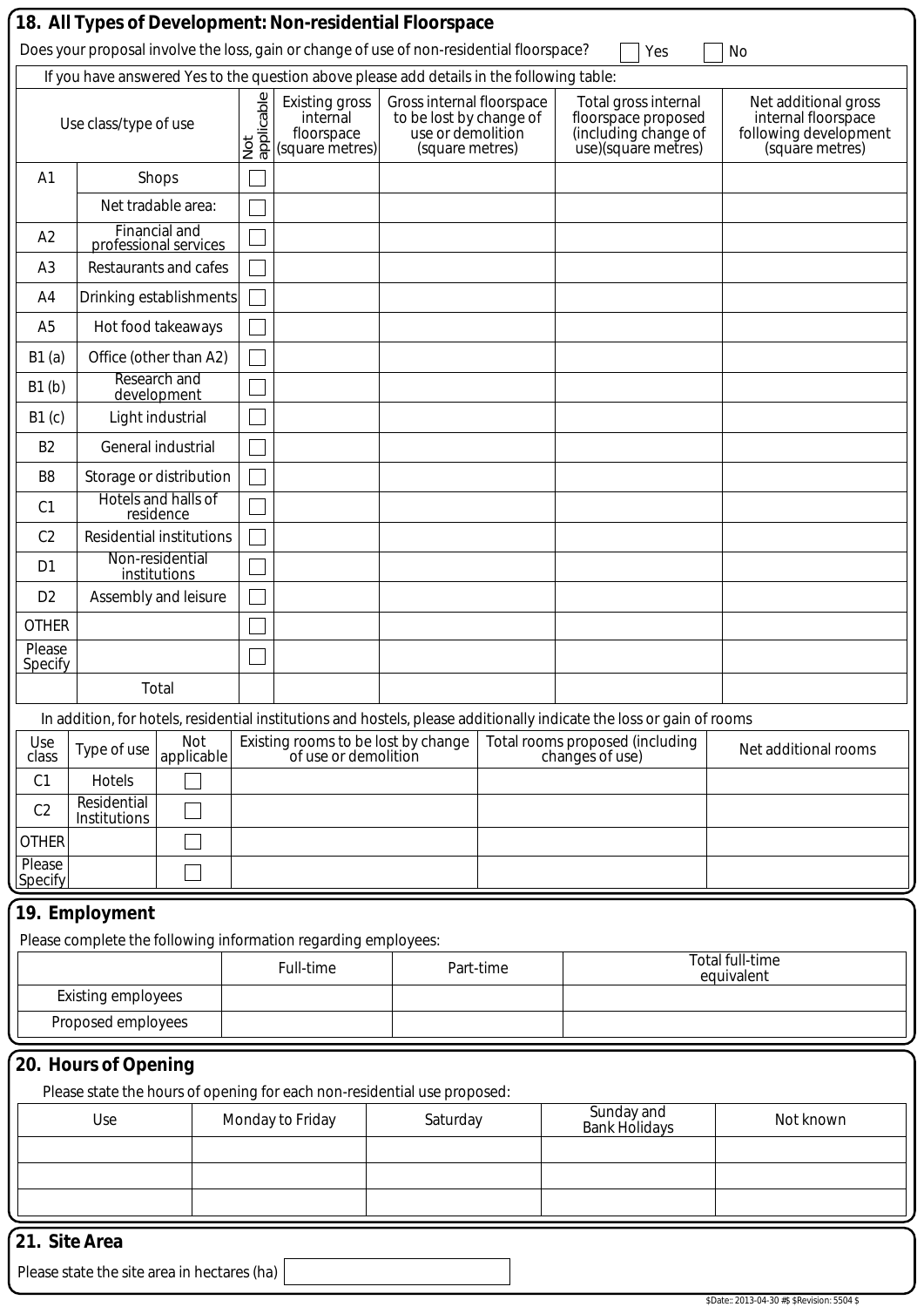## 18. All Types of Development: Non-residential Floorspace

Does your proposal involve the loss, gain or change of use of non-residential floorspace? ☐ Yes ☐ No

If you have answered Yes to the question above please add details in the following table:

| Use class/type of use | | Not applicable | Existing gross internal floorspace (square metres) | Gross internal floorspace to be lost by change of use or demolition (square metres) | Total gross internal floorspace proposed (including change of use)(square metres) | Net additional gross internal floorspace following development (square metres) |
|---|---|---|---|---|---|---|
| A1 | Shops | ☐ | | | | |
| | Net tradable area: | ☐ | | | | |
| A2 | Financial and professional services | ☐ | | | | |
| A3 | Restaurants and cafes | ☐ | | | | |
| A4 | Drinking establishments | ☐ | | | | |
| A5 | Hot food takeaways | ☐ | | | | |
| B1 (a) | Office (other than A2) | ☐ | | | | |
| B1 (b) | Research and development | ☐ | | | | |
| B1 (c) | Light industrial | ☐ | | | | |
| B2 | General industrial | ☐ | | | | |
| B8 | Storage or distribution | ☐ | | | | |
| C1 | Hotels and halls of residence | ☐ | | | | |
| C2 | Residential institutions | ☐ | | | | |
| D1 | Non-residential institutions | ☐ | | | | |
| D2 | Assembly and leisure | ☐ | | | | |
| OTHER | | ☐ | | | | |
| Please Specify | | ☐ | | | | |
| | Total | | | | | |

In addition, for hotels, residential institutions and hostels, please additionally indicate the loss or gain of rooms

| Use class | Type of use | Not applicable | Existing rooms to be lost by change of use or demolition | Total rooms proposed (including changes of use) | Net additional rooms |
|---|---|---|---|---|---|
| C1 | Hotels | ☐ | | | |
| C2 | Residential Institutions | ☐ | | | |
| OTHER | | ☐ | | | |
| Please Specify | | ☐ | | | |

## 19. Employment

Please complete the following information regarding employees:

| | Full-time | Part-time | Total full-time equivalent |
|---|---|---|---|
| Existing employees | | | |
| Proposed employees | | | |

## 20. Hours of Opening

Please state the hours of opening for each non-residential use proposed:

| Use | Monday to Friday | Saturday | Sunday and Bank Holidays | Not known |
|---|---|---|---|---|
| | | | | |
| | | | | |
| | | | | |

## 21. Site Area

Please state the site area in hectares (ha) 

$Date:: 2013-04-30 #$ $Revision: 5504 $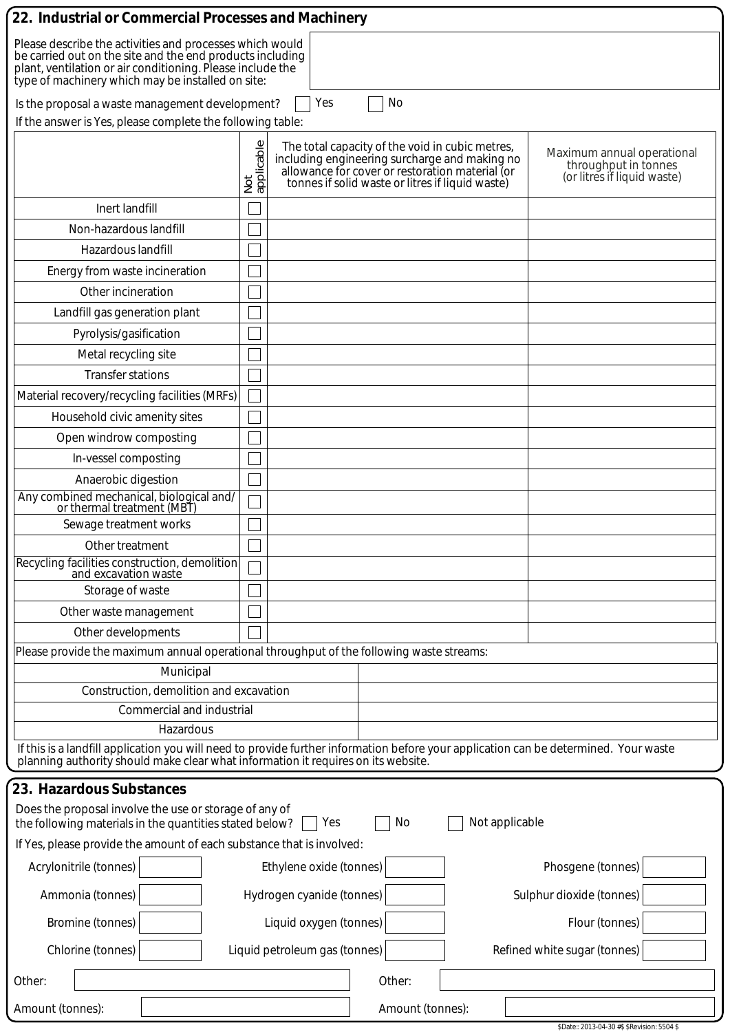## 22. Industrial or Commercial Processes and Machinery

Please describe the activities and processes which would be carried out on the site and the end products including plant, ventilation or air conditioning. Please include the type of machinery which may be installed on site:

Is the proposal a waste management development? ☐ Yes ☐ No

If the answer is Yes, please complete the following table:

| | Not applicable | The total capacity of the void in cubic metres, including engineering surcharge and making no allowance for cover or restoration material (or tonnes if solid waste or litres if liquid waste) | Maximum annual operational throughput in tonnes (or litres if liquid waste) |
|---|---|---|---|
| Inert landfill | ☐ | | |
| Non-hazardous landfill | ☐ | | |
| Hazardous landfill | ☐ | | |
| Energy from waste incineration | ☐ | | |
| Other incineration | ☐ | | |
| Landfill gas generation plant | ☐ | | |
| Pyrolysis/gasification | ☐ | | |
| Metal recycling site | ☐ | | |
| Transfer stations | ☐ | | |
| Material recovery/recycling facilities (MRFs) | ☐ | | |
| Household civic amenity sites | ☐ | | |
| Open windrow composting | ☐ | | |
| In-vessel composting | ☐ | | |
| Anaerobic digestion | ☐ | | |
| Any combined mechanical, biological and/or thermal treatment (MBT) | ☐ | | |
| Sewage treatment works | ☐ | | |
| Other treatment | ☐ | | |
| Recycling facilities construction, demolition and excavation waste | ☐ | | |
| Storage of waste | ☐ | | |
| Other waste management | ☐ | | |
| Other developments | ☐ | | |

Please provide the maximum annual operational throughput of the following waste streams:

| Waste stream | |
|---|---|
| Municipal | |
| Construction, demolition and excavation | |
| Commercial and industrial | |
| Hazardous | |

If this is a landfill application you will need to provide further information before your application can be determined. Your waste planning authority should make clear what information it requires on its website.

## 23. Hazardous Substances

Does the proposal involve the use or storage of any of the following materials in the quantities stated below? ☐ Yes ☐ No ☐ Not applicable

If Yes, please provide the amount of each substance that is involved:

| | | | | | |
|---|---|---|---|---|---|
| Acrylonitrile (tonnes) | | Ethylene oxide (tonnes) | | Phosgene (tonnes) | |
| Ammonia (tonnes) | | Hydrogen cyanide (tonnes) | | Sulphur dioxide (tonnes) | |
| Bromine (tonnes) | | Liquid oxygen (tonnes) | | Flour (tonnes) | |
| Chlorine (tonnes) | | Liquid petroleum gas (tonnes) | | Refined white sugar (tonnes) | |

Other:

Amount (tonnes):

Other:

Amount (tonnes):

$Date:: 2013-04-30 #$ $Revision: 5504 $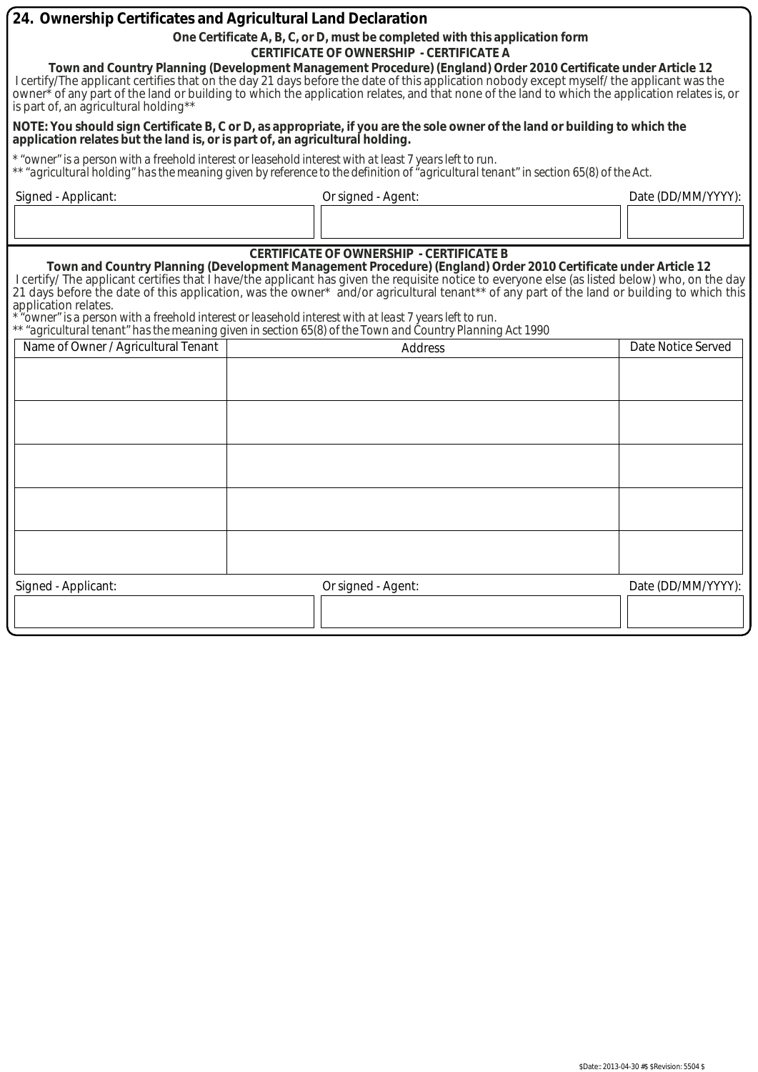## 24. Ownership Certificates and Agricultural Land Declaration

**One Certificate A, B, C, or D, must be completed with this application form**

**CERTIFICATE OF OWNERSHIP - CERTIFICATE A**

**Town and Country Planning (Development Management Procedure) (England) Order 2010 Certificate under Article 12**

I certify/The applicant certifies that on the day 21 days before the date of this application nobody except myself/ the applicant was the owner* of any part of the land or building to which the application relates, and that none of the land to which the application relates is, or is part of, an agricultural holding**

**NOTE: You should sign Certificate B, C or D, as appropriate, if you are the sole owner of the land or building to which the application relates but the land is, or is part of, an agricultural holding.**

*\* "owner" is a person with a freehold interest or leasehold interest with at least 7 years left to run.*
*\*\* "agricultural holding" has the meaning given by reference to the definition of "agricultural tenant" in section 65(8) of the Act.*

| Signed - Applicant: | Or signed - Agent: | Date (DD/MM/YYYY): |
|---|---|---|
| | | |

**CERTIFICATE OF OWNERSHIP - CERTIFICATE B**

**Town and Country Planning (Development Management Procedure) (England) Order 2010 Certificate under Article 12**

I certify/ The applicant certifies that I have/the applicant has given the requisite notice to everyone else (as listed below) who, on the day 21 days before the date of this application, was the owner* and/or agricultural tenant** of any part of the land or building to which this application relates.

*\* "owner" is a person with a freehold interest or leasehold interest with at least 7 years left to run.*
*\*\* "agricultural tenant" has the meaning given in section 65(8) of the Town and Country Planning Act 1990*

| Name of Owner / Agricultural Tenant | Address | Date Notice Served |
|---|---|---|
| | | |
| | | |
| | | |
| | | |
| | | |

| Signed - Applicant: | Or signed - Agent: | Date (DD/MM/YYYY): |
|---|---|---|
| | | |

$Date:: 2013-04-30 #$ $Revision: 5504 $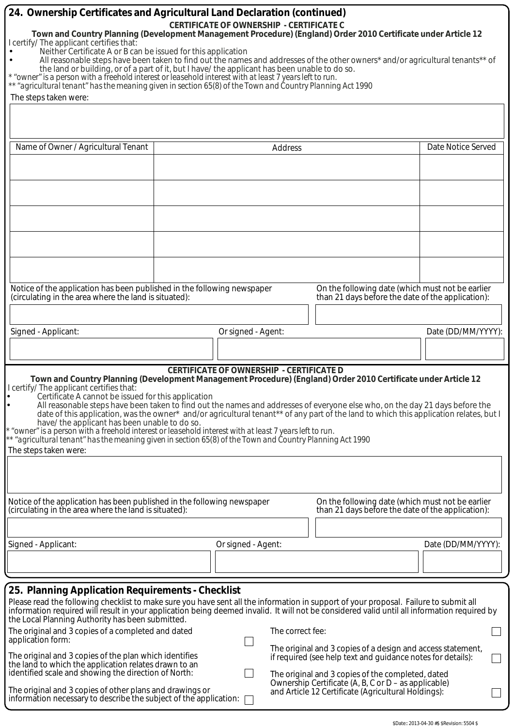## 24. Ownership Certificates and Agricultural Land Declaration (continued)

**CERTIFICATE OF OWNERSHIP - CERTIFICATE C**

**Town and Country Planning (Development Management Procedure) (England) Order 2010 Certificate under Article 12**

I certify/ The applicant certifies that:

- Neither Certificate A or B can be issued for this application
- All reasonable steps have been taken to find out the names and addresses of the other owners* and/or agricultural tenants** of the land or building, or of a part of it, but I have/ the applicant has been unable to do so.

\* "owner" is a person with a freehold interest or leasehold interest with at least 7 years left to run.
** "agricultural tenant" has the meaning given in section 65(8) of the Town and Country Planning Act 1990

The steps taken were:

| Name of Owner / Agricultural Tenant | Address | Date Notice Served |
|---|---|---|
| | | |
| | | |
| | | |
| | | |
| | | |

Notice of the application has been published in the following newspaper (circulating in the area where the land is situated):

On the following date (which must not be earlier than 21 days before the date of the application):

| Signed - Applicant: | Or signed - Agent: | Date (DD/MM/YYYY): |
|---|---|---|
| | | |

**CERTIFICATE OF OWNERSHIP - CERTIFICATE D**

**Town and Country Planning (Development Management Procedure) (England) Order 2010 Certificate under Article 12**

I certify/ The applicant certifies that:

- Certificate A cannot be issued for this application
- All reasonable steps have been taken to find out the names and addresses of everyone else who, on the day 21 days before the date of this application, was the owner* and/or agricultural tenant** of any part of the land to which this application relates, but I have/ the applicant has been unable to do so.

\* "owner" is a person with a freehold interest or leasehold interest with at least 7 years left to run.
** "agricultural tenant" has the meaning given in section 65(8) of the Town and Country Planning Act 1990

The steps taken were:

Notice of the application has been published in the following newspaper (circulating in the area where the land is situated):

On the following date (which must not be earlier than 21 days before the date of the application):

| Signed - Applicant: | Or signed - Agent: | Date (DD/MM/YYYY): |
|---|---|---|
| | | |

## 25. Planning Application Requirements - Checklist

Please read the following checklist to make sure you have sent all the information in support of your proposal. Failure to submit all information required will result in your application being deemed invalid. It will not be considered valid until all information required by the Local Planning Authority has been submitted.

- ☐ The original and 3 copies of a completed and dated application form:
- ☐ The original and 3 copies of the plan which identifies the land to which the application relates drawn to an identified scale and showing the direction of North:
- ☐ The original and 3 copies of other plans and drawings or information necessary to describe the subject of the application:
- ☐ The correct fee:
- ☐ The original and 3 copies of a design and access statement, if required (see help text and guidance notes for details):
- ☐ The original and 3 copies of the completed, dated Ownership Certificate (A, B, C or D – as applicable) and Article 12 Certificate (Agricultural Holdings):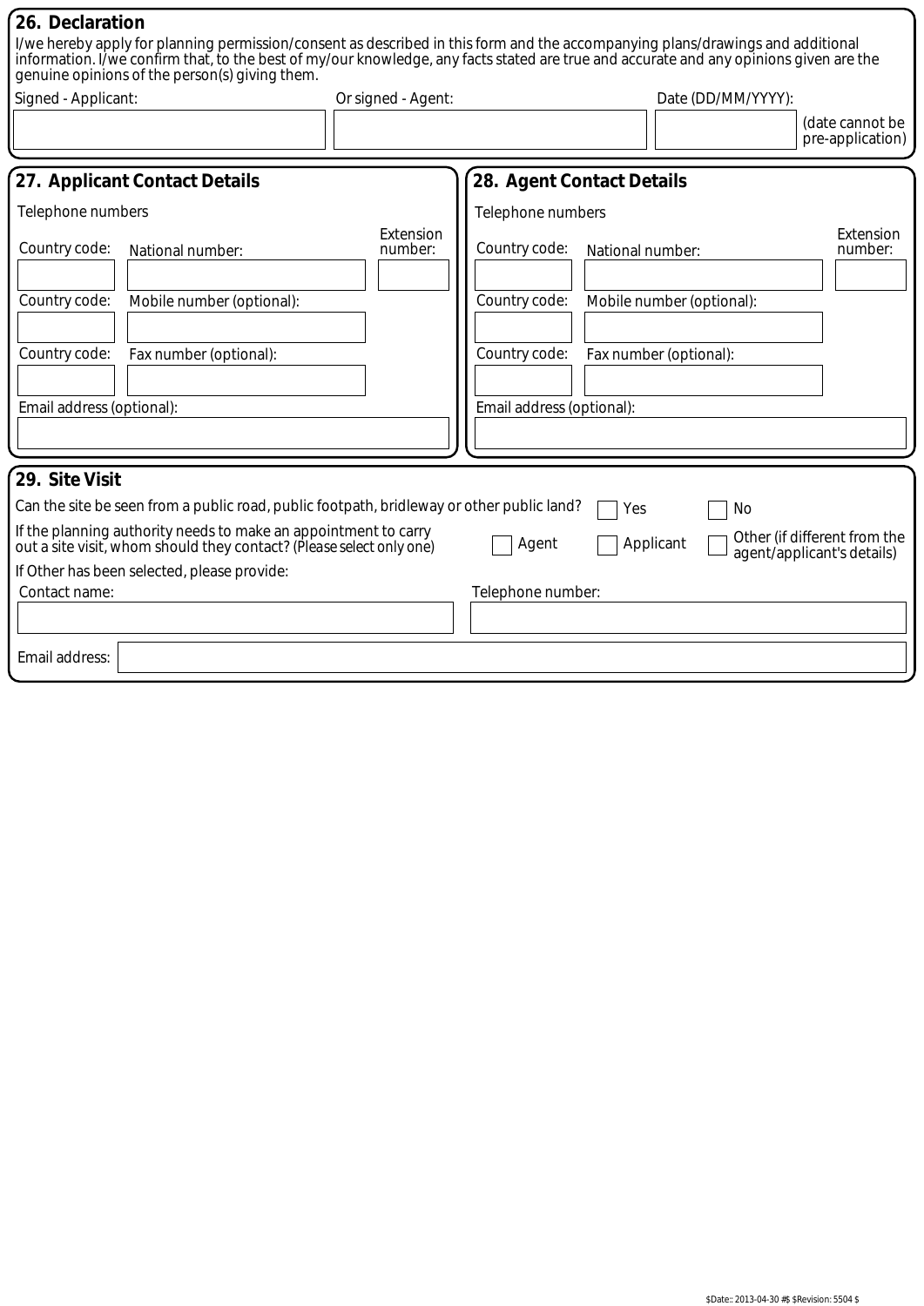## 26. Declaration

I/we hereby apply for planning permission/consent as described in this form and the accompanying plans/drawings and additional information. I/we confirm that, to the best of my/our knowledge, any facts stated are true and accurate and any opinions given are the genuine opinions of the person(s) giving them.

| Signed - Applicant: | Or signed - Agent: | Date (DD/MM/YYYY): |
|---|---|---|
| | | (date cannot be pre-application) |

## 27. Applicant Contact Details

Telephone numbers

| Country code: | National number: | Extension number: |
|---|---|---|
| | | |

| Country code: | Mobile number (optional): |
|---|---|
| | |

| Country code: | Fax number (optional): |
|---|---|
| | |

Email address (optional):

## 28. Agent Contact Details

Telephone numbers

| Country code: | National number: | Extension number: |
|---|---|---|
| | | |

| Country code: | Mobile number (optional): |
|---|---|
| | |

| Country code: | Fax number (optional): |
|---|---|
| | |

Email address (optional):

## 29. Site Visit

Can the site be seen from a public road, public footpath, bridleway or other public land? ☐ Yes ☐ No

If the planning authority needs to make an appointment to carry out a site visit, whom should they contact? (Please select only one) ☐ Agent ☐ Applicant ☐ Other (if different from the agent/applicant's details)

If Other has been selected, please provide:

| Contact name: | Telephone number: |
|---|---|
| | |

Email address:

$Date:: 2013-04-30 #$ $Revision: 5504 $